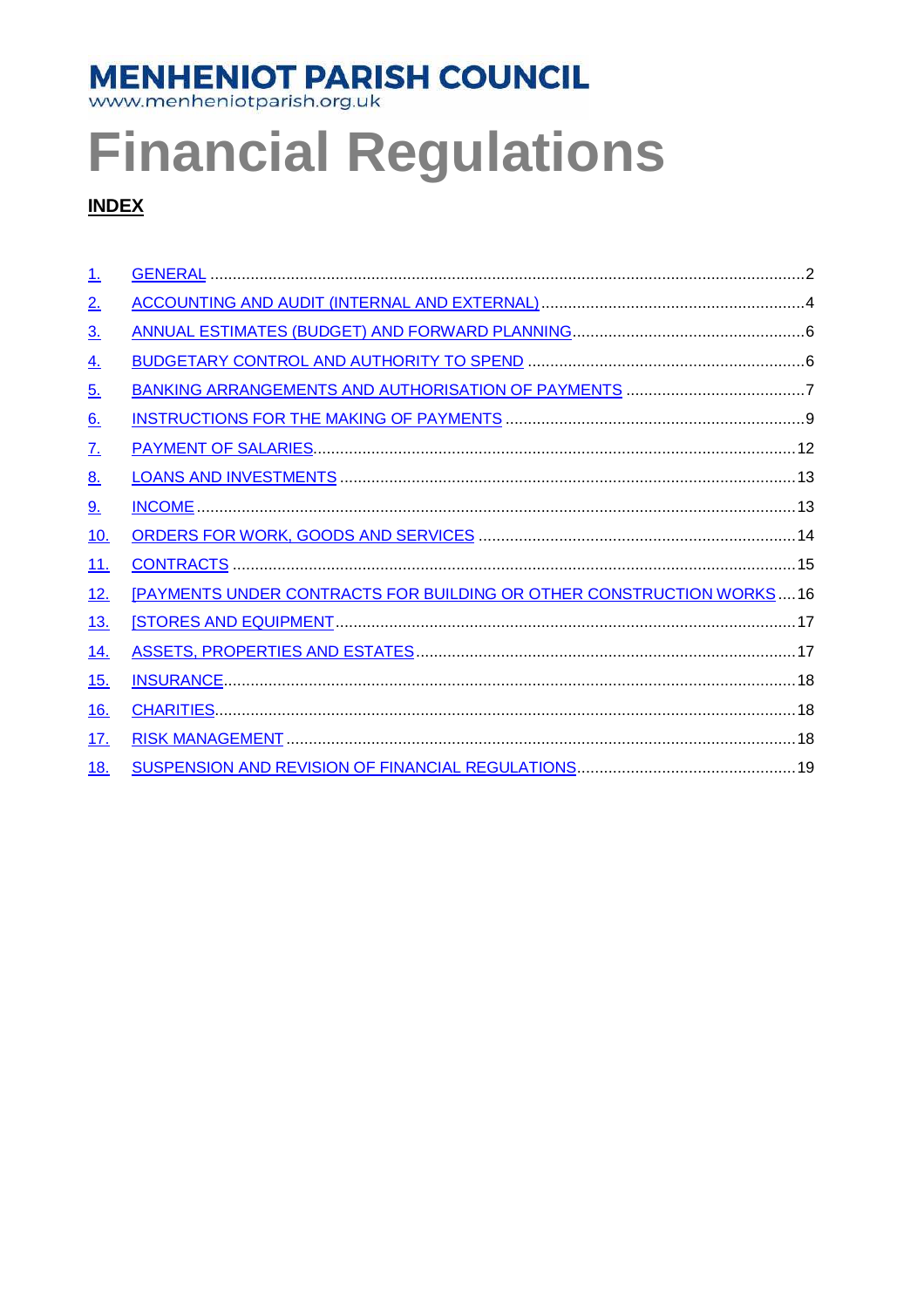**MENHENIOT PARISH COUNCIL**
www.menheniotparish.org.uk

# Financial Regulations

**INDEX**

| | | |
|---|---|---|
| 1. | GENERAL | 2 |
| 2. | ACCOUNTING AND AUDIT (INTERNAL AND EXTERNAL) | 4 |
| 3. | ANNUAL ESTIMATES (BUDGET) AND FORWARD PLANNING | 6 |
| 4. | BUDGETARY CONTROL AND AUTHORITY TO SPEND | 6 |
| 5. | BANKING ARRANGEMENTS AND AUTHORISATION OF PAYMENTS | 7 |
| 6. | INSTRUCTIONS FOR THE MAKING OF PAYMENTS | 9 |
| 7. | PAYMENT OF SALARIES | 12 |
| 8. | LOANS AND INVESTMENTS | 13 |
| 9. | INCOME | 13 |
| 10. | ORDERS FOR WORK, GOODS AND SERVICES | 14 |
| 11. | CONTRACTS | 15 |
| 12. | [PAYMENTS UNDER CONTRACTS FOR BUILDING OR OTHER CONSTRUCTION WORKS | 16 |
| 13. | [STORES AND EQUIPMENT | 17 |
| 14. | ASSETS, PROPERTIES AND ESTATES | 17 |
| 15. | INSURANCE | 18 |
| 16. | CHARITIES | 18 |
| 17. | RISK MANAGEMENT | 18 |
| 18. | SUSPENSION AND REVISION OF FINANCIAL REGULATIONS | 19 |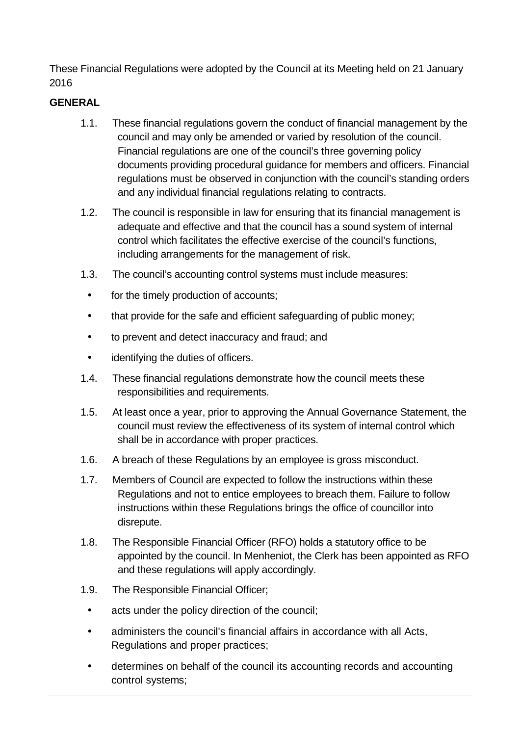These Financial Regulations were adopted by the Council at its Meeting held on 21 January 2016

**GENERAL**

1.1. These financial regulations govern the conduct of financial management by the council and may only be amended or varied by resolution of the council. Financial regulations are one of the council's three governing policy documents providing procedural guidance for members and officers. Financial regulations must be observed in conjunction with the council's standing orders and any individual financial regulations relating to contracts.

1.2. The council is responsible in law for ensuring that its financial management is adequate and effective and that the council has a sound system of internal control which facilitates the effective exercise of the council's functions, including arrangements for the management of risk.

1.3. The council's accounting control systems must include measures:

- for the timely production of accounts;
- that provide for the safe and efficient safeguarding of public money;
- to prevent and detect inaccuracy and fraud; and
- identifying the duties of officers.

1.4. These financial regulations demonstrate how the council meets these responsibilities and requirements.

1.5. At least once a year, prior to approving the Annual Governance Statement, the council must review the effectiveness of its system of internal control which shall be in accordance with proper practices.

1.6. A breach of these Regulations by an employee is gross misconduct.

1.7. Members of Council are expected to follow the instructions within these Regulations and not to entice employees to breach them. Failure to follow instructions within these Regulations brings the office of councillor into disrepute.

1.8. The Responsible Financial Officer (RFO) holds a statutory office to be appointed by the council. In Menheniot, the Clerk has been appointed as RFO and these regulations will apply accordingly.

1.9. The Responsible Financial Officer;

- acts under the policy direction of the council;
- administers the council's financial affairs in accordance with all Acts, Regulations and proper practices;
- determines on behalf of the council its accounting records and accounting control systems;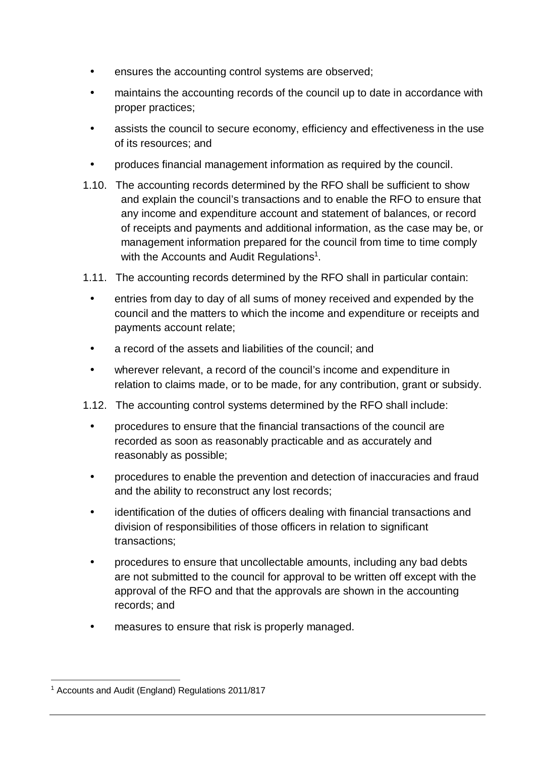- ensures the accounting control systems are observed;
- maintains the accounting records of the council up to date in accordance with proper practices;
- assists the council to secure economy, efficiency and effectiveness in the use of its resources; and
- produces financial management information as required by the council.

1.10. The accounting records determined by the RFO shall be sufficient to show and explain the council's transactions and to enable the RFO to ensure that any income and expenditure account and statement of balances, or record of receipts and payments and additional information, as the case may be, or management information prepared for the council from time to time comply with the Accounts and Audit Regulations[1].

1.11. The accounting records determined by the RFO shall in particular contain:

- entries from day to day of all sums of money received and expended by the council and the matters to which the income and expenditure or receipts and payments account relate;
- a record of the assets and liabilities of the council; and
- wherever relevant, a record of the council's income and expenditure in relation to claims made, or to be made, for any contribution, grant or subsidy.

1.12. The accounting control systems determined by the RFO shall include:

- procedures to ensure that the financial transactions of the council are recorded as soon as reasonably practicable and as accurately and reasonably as possible;
- procedures to enable the prevention and detection of inaccuracies and fraud and the ability to reconstruct any lost records;
- identification of the duties of officers dealing with financial transactions and division of responsibilities of those officers in relation to significant transactions;
- procedures to ensure that uncollectable amounts, including any bad debts are not submitted to the council for approval to be written off except with the approval of the RFO and that the approvals are shown in the accounting records; and
- measures to ensure that risk is properly managed.

---

[1] Accounts and Audit (England) Regulations 2011/817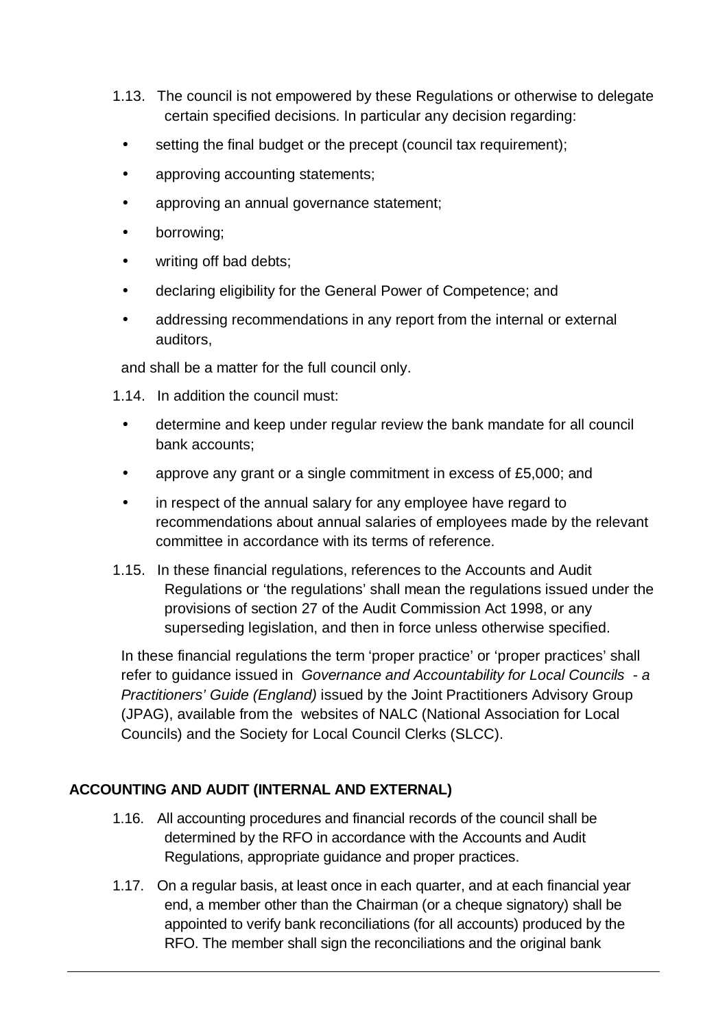1.13. The council is not empowered by these Regulations or otherwise to delegate certain specified decisions. In particular any decision regarding:

- setting the final budget or the precept (council tax requirement);
- approving accounting statements;
- approving an annual governance statement;
- borrowing;
- writing off bad debts;
- declaring eligibility for the General Power of Competence; and
- addressing recommendations in any report from the internal or external auditors,

and shall be a matter for the full council only.

1.14. In addition the council must:

- determine and keep under regular review the bank mandate for all council bank accounts;
- approve any grant or a single commitment in excess of £5,000; and
- in respect of the annual salary for any employee have regard to recommendations about annual salaries of employees made by the relevant committee in accordance with its terms of reference.

1.15. In these financial regulations, references to the Accounts and Audit Regulations or 'the regulations' shall mean the regulations issued under the provisions of section 27 of the Audit Commission Act 1998, or any superseding legislation, and then in force unless otherwise specified.

In these financial regulations the term 'proper practice' or 'proper practices' shall refer to guidance issued in *Governance and Accountability for Local Councils - a Practitioners' Guide (England)* issued by the Joint Practitioners Advisory Group (JPAG), available from the websites of NALC (National Association for Local Councils) and the Society for Local Council Clerks (SLCC).

**ACCOUNTING AND AUDIT (INTERNAL AND EXTERNAL)**

1.16. All accounting procedures and financial records of the council shall be determined by the RFO in accordance with the Accounts and Audit Regulations, appropriate guidance and proper practices.

1.17. On a regular basis, at least once in each quarter, and at each financial year end, a member other than the Chairman (or a cheque signatory) shall be appointed to verify bank reconciliations (for all accounts) produced by the RFO. The member shall sign the reconciliations and the original bank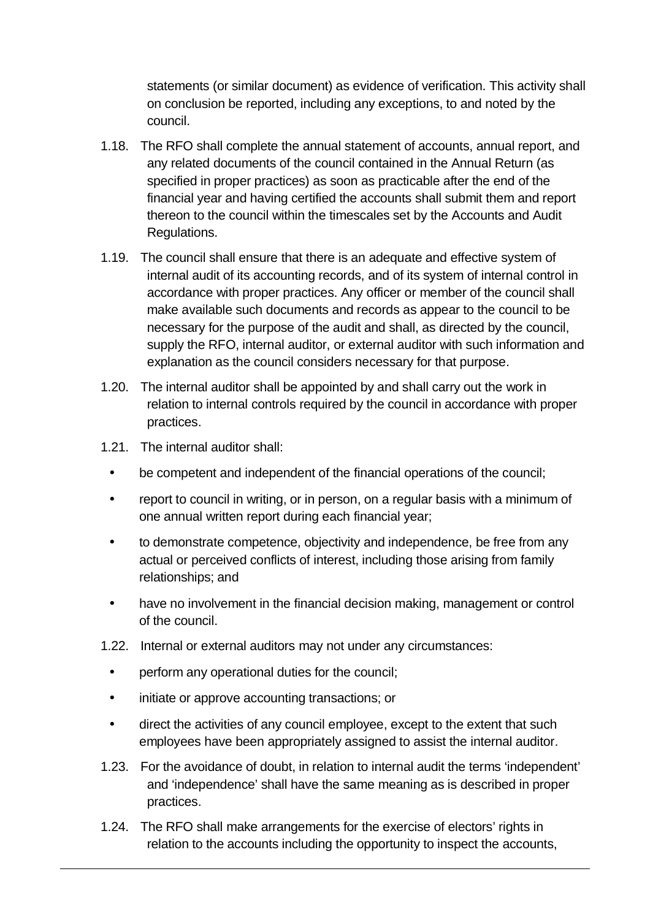statements (or similar document) as evidence of verification. This activity shall on conclusion be reported, including any exceptions, to and noted by the council.

1.18. The RFO shall complete the annual statement of accounts, annual report, and any related documents of the council contained in the Annual Return (as specified in proper practices) as soon as practicable after the end of the financial year and having certified the accounts shall submit them and report thereon to the council within the timescales set by the Accounts and Audit Regulations.

1.19. The council shall ensure that there is an adequate and effective system of internal audit of its accounting records, and of its system of internal control in accordance with proper practices. Any officer or member of the council shall make available such documents and records as appear to the council to be necessary for the purpose of the audit and shall, as directed by the council, supply the RFO, internal auditor, or external auditor with such information and explanation as the council considers necessary for that purpose.

1.20. The internal auditor shall be appointed by and shall carry out the work in relation to internal controls required by the council in accordance with proper practices.

1.21. The internal auditor shall:

- be competent and independent of the financial operations of the council;
- report to council in writing, or in person, on a regular basis with a minimum of one annual written report during each financial year;
- to demonstrate competence, objectivity and independence, be free from any actual or perceived conflicts of interest, including those arising from family relationships; and
- have no involvement in the financial decision making, management or control of the council.

1.22. Internal or external auditors may not under any circumstances:

- perform any operational duties for the council;
- initiate or approve accounting transactions; or
- direct the activities of any council employee, except to the extent that such employees have been appropriately assigned to assist the internal auditor.

1.23. For the avoidance of doubt, in relation to internal audit the terms 'independent' and 'independence' shall have the same meaning as is described in proper practices.

1.24. The RFO shall make arrangements for the exercise of electors' rights in relation to the accounts including the opportunity to inspect the accounts,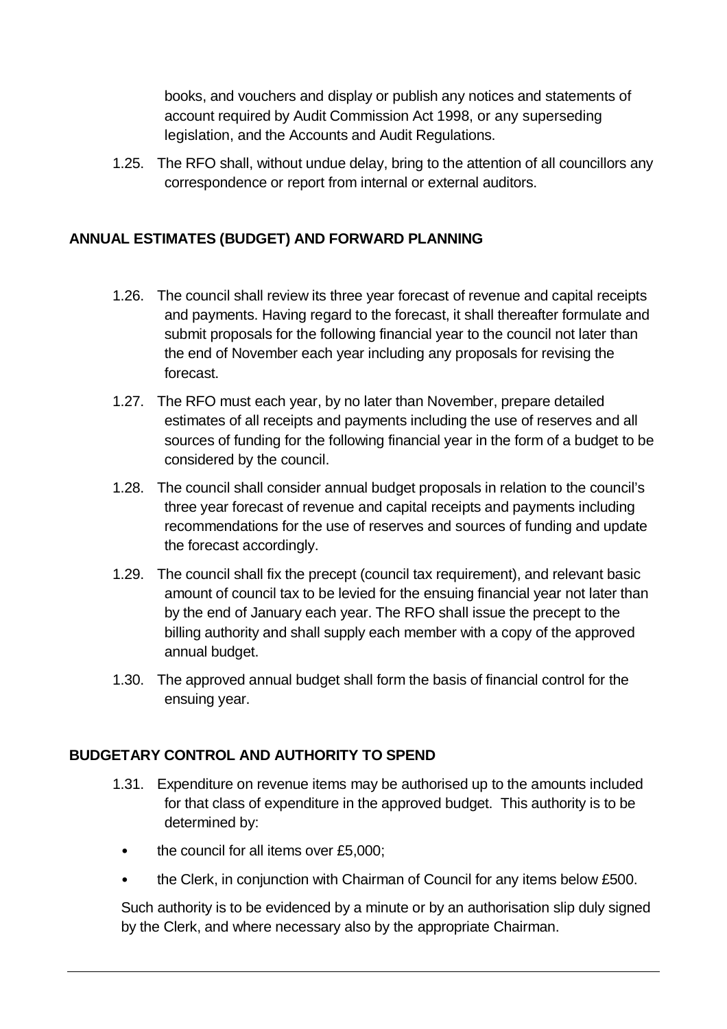books, and vouchers and display or publish any notices and statements of account required by Audit Commission Act 1998, or any superseding legislation, and the Accounts and Audit Regulations.

1.25. The RFO shall, without undue delay, bring to the attention of all councillors any correspondence or report from internal or external auditors.

## ANNUAL ESTIMATES (BUDGET) AND FORWARD PLANNING

1.26. The council shall review its three year forecast of revenue and capital receipts and payments. Having regard to the forecast, it shall thereafter formulate and submit proposals for the following financial year to the council not later than the end of November each year including any proposals for revising the forecast.

1.27. The RFO must each year, by no later than November, prepare detailed estimates of all receipts and payments including the use of reserves and all sources of funding for the following financial year in the form of a budget to be considered by the council.

1.28. The council shall consider annual budget proposals in relation to the council's three year forecast of revenue and capital receipts and payments including recommendations for the use of reserves and sources of funding and update the forecast accordingly.

1.29. The council shall fix the precept (council tax requirement), and relevant basic amount of council tax to be levied for the ensuing financial year not later than by the end of January each year. The RFO shall issue the precept to the billing authority and shall supply each member with a copy of the approved annual budget.

1.30. The approved annual budget shall form the basis of financial control for the ensuing year.

## BUDGETARY CONTROL AND AUTHORITY TO SPEND

1.31. Expenditure on revenue items may be authorised up to the amounts included for that class of expenditure in the approved budget. This authority is to be determined by:

- the council for all items over £5,000;
- the Clerk, in conjunction with Chairman of Council for any items below £500.

Such authority is to be evidenced by a minute or by an authorisation slip duly signed by the Clerk, and where necessary also by the appropriate Chairman.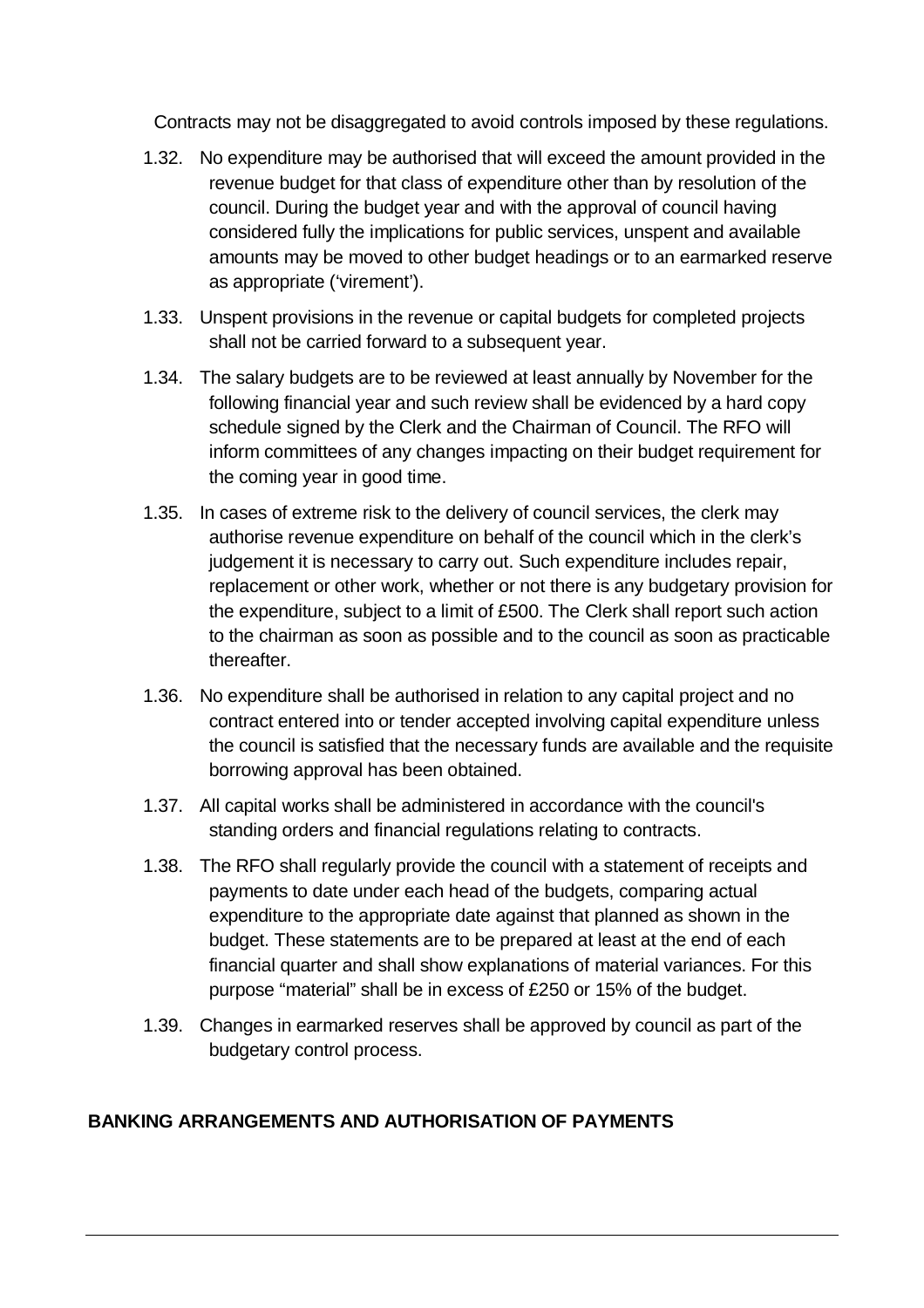Contracts may not be disaggregated to avoid controls imposed by these regulations.

1.32. No expenditure may be authorised that will exceed the amount provided in the revenue budget for that class of expenditure other than by resolution of the council. During the budget year and with the approval of council having considered fully the implications for public services, unspent and available amounts may be moved to other budget headings or to an earmarked reserve as appropriate ('virement').

1.33. Unspent provisions in the revenue or capital budgets for completed projects shall not be carried forward to a subsequent year.

1.34. The salary budgets are to be reviewed at least annually by November for the following financial year and such review shall be evidenced by a hard copy schedule signed by the Clerk and the Chairman of Council. The RFO will inform committees of any changes impacting on their budget requirement for the coming year in good time.

1.35. In cases of extreme risk to the delivery of council services, the clerk may authorise revenue expenditure on behalf of the council which in the clerk's judgement it is necessary to carry out. Such expenditure includes repair, replacement or other work, whether or not there is any budgetary provision for the expenditure, subject to a limit of £500. The Clerk shall report such action to the chairman as soon as possible and to the council as soon as practicable thereafter.

1.36. No expenditure shall be authorised in relation to any capital project and no contract entered into or tender accepted involving capital expenditure unless the council is satisfied that the necessary funds are available and the requisite borrowing approval has been obtained.

1.37. All capital works shall be administered in accordance with the council's standing orders and financial regulations relating to contracts.

1.38. The RFO shall regularly provide the council with a statement of receipts and payments to date under each head of the budgets, comparing actual expenditure to the appropriate date against that planned as shown in the budget. These statements are to be prepared at least at the end of each financial quarter and shall show explanations of material variances. For this purpose "material" shall be in excess of £250 or 15% of the budget.

1.39. Changes in earmarked reserves shall be approved by council as part of the budgetary control process.

## BANKING ARRANGEMENTS AND AUTHORISATION OF PAYMENTS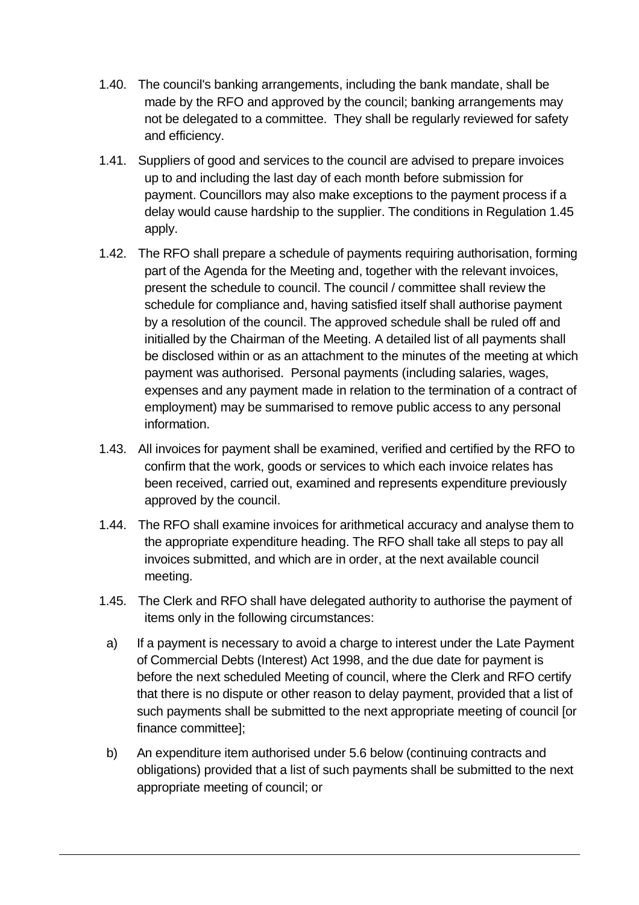1.40. The council's banking arrangements, including the bank mandate, shall be made by the RFO and approved by the council; banking arrangements may not be delegated to a committee. They shall be regularly reviewed for safety and efficiency.

1.41. Suppliers of good and services to the council are advised to prepare invoices up to and including the last day of each month before submission for payment. Councillors may also make exceptions to the payment process if a delay would cause hardship to the supplier. The conditions in Regulation 1.45 apply.

1.42. The RFO shall prepare a schedule of payments requiring authorisation, forming part of the Agenda for the Meeting and, together with the relevant invoices, present the schedule to council. The council / committee shall review the schedule for compliance and, having satisfied itself shall authorise payment by a resolution of the council. The approved schedule shall be ruled off and initialled by the Chairman of the Meeting. A detailed list of all payments shall be disclosed within or as an attachment to the minutes of the meeting at which payment was authorised. Personal payments (including salaries, wages, expenses and any payment made in relation to the termination of a contract of employment) may be summarised to remove public access to any personal information.

1.43. All invoices for payment shall be examined, verified and certified by the RFO to confirm that the work, goods or services to which each invoice relates has been received, carried out, examined and represents expenditure previously approved by the council.

1.44. The RFO shall examine invoices for arithmetical accuracy and analyse them to the appropriate expenditure heading. The RFO shall take all steps to pay all invoices submitted, and which are in order, at the next available council meeting.

1.45. The Clerk and RFO shall have delegated authority to authorise the payment of items only in the following circumstances:

a) If a payment is necessary to avoid a charge to interest under the Late Payment of Commercial Debts (Interest) Act 1998, and the due date for payment is before the next scheduled Meeting of council, where the Clerk and RFO certify that there is no dispute or other reason to delay payment, provided that a list of such payments shall be submitted to the next appropriate meeting of council [or finance committee];

b) An expenditure item authorised under 5.6 below (continuing contracts and obligations) provided that a list of such payments shall be submitted to the next appropriate meeting of council; or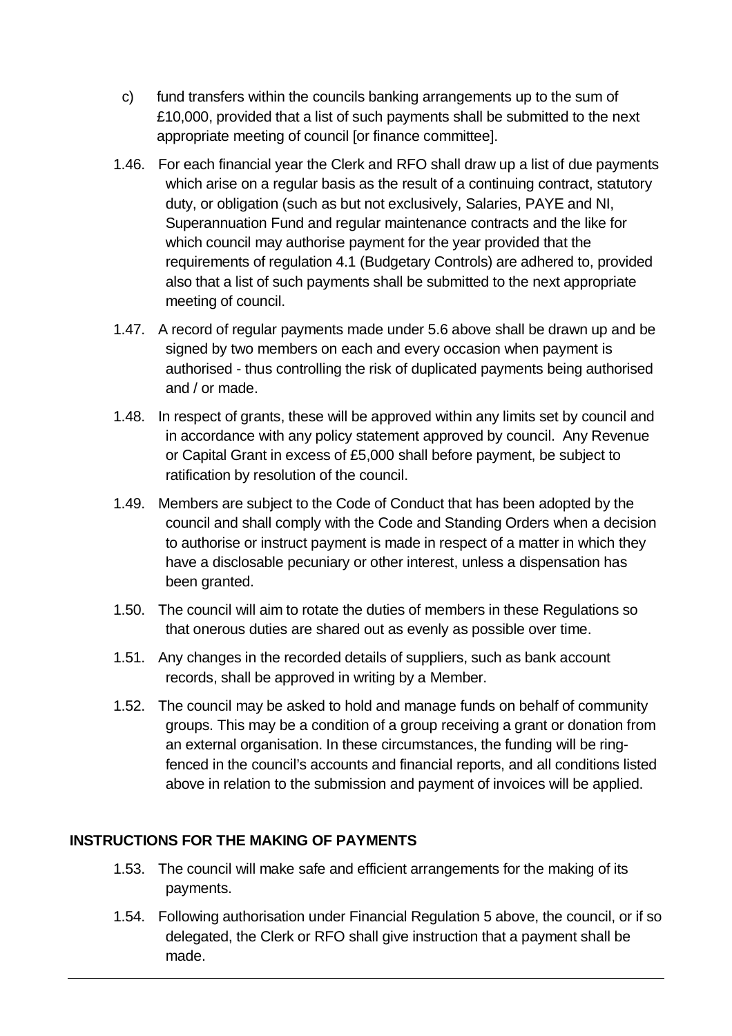c) fund transfers within the councils banking arrangements up to the sum of £10,000, provided that a list of such payments shall be submitted to the next appropriate meeting of council [or finance committee].

1.46. For each financial year the Clerk and RFO shall draw up a list of due payments which arise on a regular basis as the result of a continuing contract, statutory duty, or obligation (such as but not exclusively, Salaries, PAYE and NI, Superannuation Fund and regular maintenance contracts and the like for which council may authorise payment for the year provided that the requirements of regulation 4.1 (Budgetary Controls) are adhered to, provided also that a list of such payments shall be submitted to the next appropriate meeting of council.

1.47. A record of regular payments made under 5.6 above shall be drawn up and be signed by two members on each and every occasion when payment is authorised - thus controlling the risk of duplicated payments being authorised and / or made.

1.48. In respect of grants, these will be approved within any limits set by council and in accordance with any policy statement approved by council. Any Revenue or Capital Grant in excess of £5,000 shall before payment, be subject to ratification by resolution of the council.

1.49. Members are subject to the Code of Conduct that has been adopted by the council and shall comply with the Code and Standing Orders when a decision to authorise or instruct payment is made in respect of a matter in which they have a disclosable pecuniary or other interest, unless a dispensation has been granted.

1.50. The council will aim to rotate the duties of members in these Regulations so that onerous duties are shared out as evenly as possible over time.

1.51. Any changes in the recorded details of suppliers, such as bank account records, shall be approved in writing by a Member.

1.52. The council may be asked to hold and manage funds on behalf of community groups. This may be a condition of a group receiving a grant or donation from an external organisation. In these circumstances, the funding will be ring-fenced in the council's accounts and financial reports, and all conditions listed above in relation to the submission and payment of invoices will be applied.

## INSTRUCTIONS FOR THE MAKING OF PAYMENTS

1.53. The council will make safe and efficient arrangements for the making of its payments.

1.54. Following authorisation under Financial Regulation 5 above, the council, or if so delegated, the Clerk or RFO shall give instruction that a payment shall be made.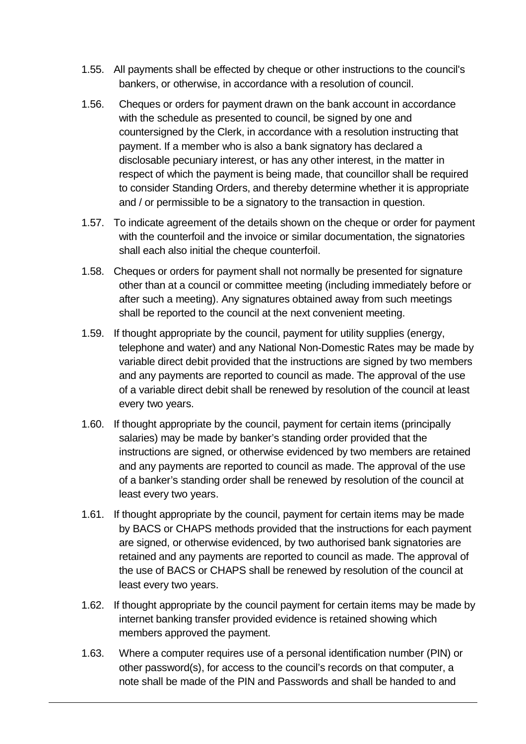1.55. All payments shall be effected by cheque or other instructions to the council's bankers, or otherwise, in accordance with a resolution of council.

1.56. Cheques or orders for payment drawn on the bank account in accordance with the schedule as presented to council, be signed by one and countersigned by the Clerk, in accordance with a resolution instructing that payment. If a member who is also a bank signatory has declared a disclosable pecuniary interest, or has any other interest, in the matter in respect of which the payment is being made, that councillor shall be required to consider Standing Orders, and thereby determine whether it is appropriate and / or permissible to be a signatory to the transaction in question.

1.57. To indicate agreement of the details shown on the cheque or order for payment with the counterfoil and the invoice or similar documentation, the signatories shall each also initial the cheque counterfoil.

1.58. Cheques or orders for payment shall not normally be presented for signature other than at a council or committee meeting (including immediately before or after such a meeting). Any signatures obtained away from such meetings shall be reported to the council at the next convenient meeting.

1.59. If thought appropriate by the council, payment for utility supplies (energy, telephone and water) and any National Non-Domestic Rates may be made by variable direct debit provided that the instructions are signed by two members and any payments are reported to council as made. The approval of the use of a variable direct debit shall be renewed by resolution of the council at least every two years.

1.60. If thought appropriate by the council, payment for certain items (principally salaries) may be made by banker's standing order provided that the instructions are signed, or otherwise evidenced by two members are retained and any payments are reported to council as made. The approval of the use of a banker's standing order shall be renewed by resolution of the council at least every two years.

1.61. If thought appropriate by the council, payment for certain items may be made by BACS or CHAPS methods provided that the instructions for each payment are signed, or otherwise evidenced, by two authorised bank signatories are retained and any payments are reported to council as made. The approval of the use of BACS or CHAPS shall be renewed by resolution of the council at least every two years.

1.62. If thought appropriate by the council payment for certain items may be made by internet banking transfer provided evidence is retained showing which members approved the payment.

1.63. Where a computer requires use of a personal identification number (PIN) or other password(s), for access to the council's records on that computer, a note shall be made of the PIN and Passwords and shall be handed to and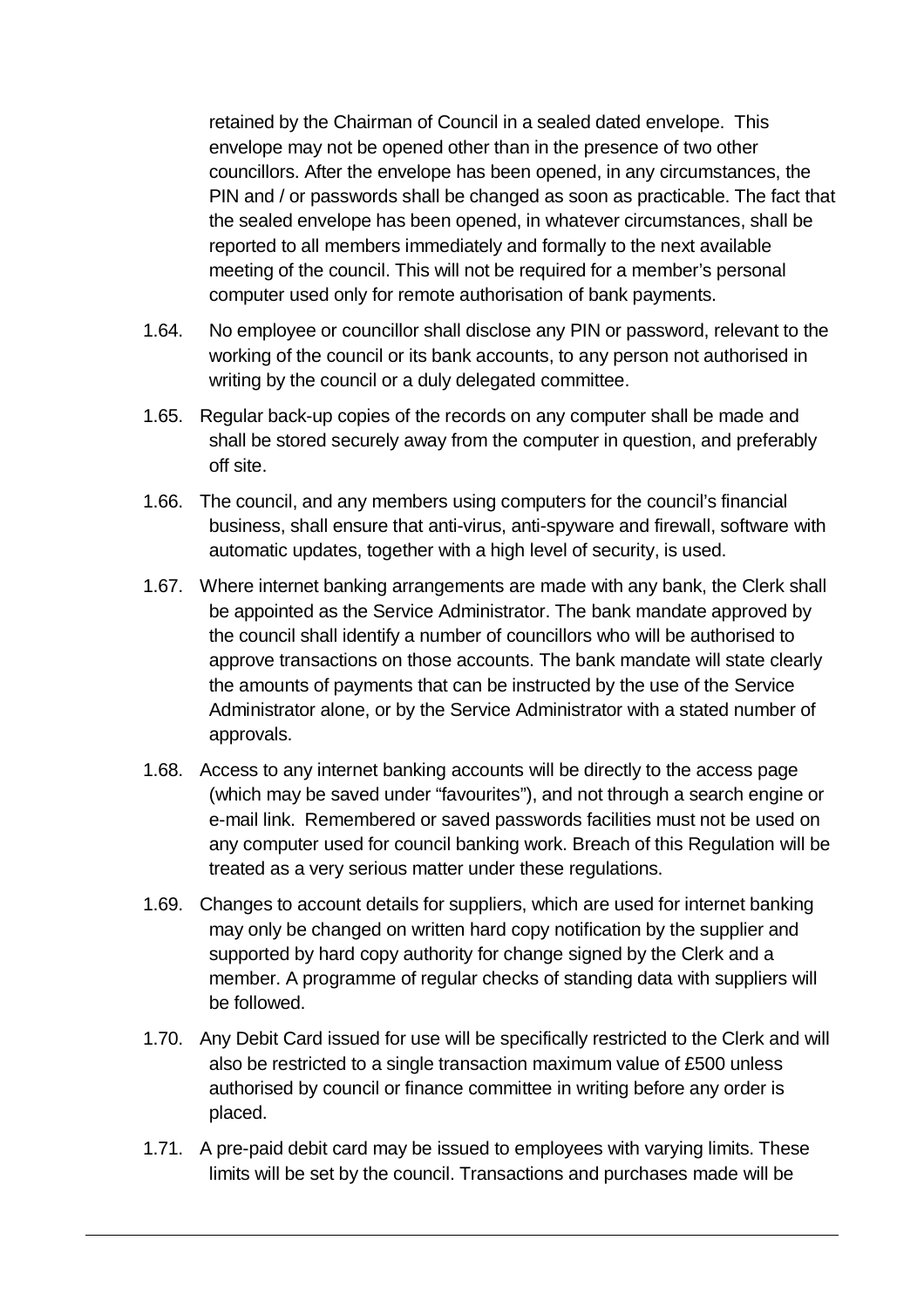retained by the Chairman of Council in a sealed dated envelope. This envelope may not be opened other than in the presence of two other councillors. After the envelope has been opened, in any circumstances, the PIN and / or passwords shall be changed as soon as practicable. The fact that the sealed envelope has been opened, in whatever circumstances, shall be reported to all members immediately and formally to the next available meeting of the council. This will not be required for a member's personal computer used only for remote authorisation of bank payments.

1.64. No employee or councillor shall disclose any PIN or password, relevant to the working of the council or its bank accounts, to any person not authorised in writing by the council or a duly delegated committee.

1.65. Regular back-up copies of the records on any computer shall be made and shall be stored securely away from the computer in question, and preferably off site.

1.66. The council, and any members using computers for the council's financial business, shall ensure that anti-virus, anti-spyware and firewall, software with automatic updates, together with a high level of security, is used.

1.67. Where internet banking arrangements are made with any bank, the Clerk shall be appointed as the Service Administrator. The bank mandate approved by the council shall identify a number of councillors who will be authorised to approve transactions on those accounts. The bank mandate will state clearly the amounts of payments that can be instructed by the use of the Service Administrator alone, or by the Service Administrator with a stated number of approvals.

1.68. Access to any internet banking accounts will be directly to the access page (which may be saved under "favourites"), and not through a search engine or e-mail link. Remembered or saved passwords facilities must not be used on any computer used for council banking work. Breach of this Regulation will be treated as a very serious matter under these regulations.

1.69. Changes to account details for suppliers, which are used for internet banking may only be changed on written hard copy notification by the supplier and supported by hard copy authority for change signed by the Clerk and a member. A programme of regular checks of standing data with suppliers will be followed.

1.70. Any Debit Card issued for use will be specifically restricted to the Clerk and will also be restricted to a single transaction maximum value of £500 unless authorised by council or finance committee in writing before any order is placed.

1.71. A pre-paid debit card may be issued to employees with varying limits. These limits will be set by the council. Transactions and purchases made will be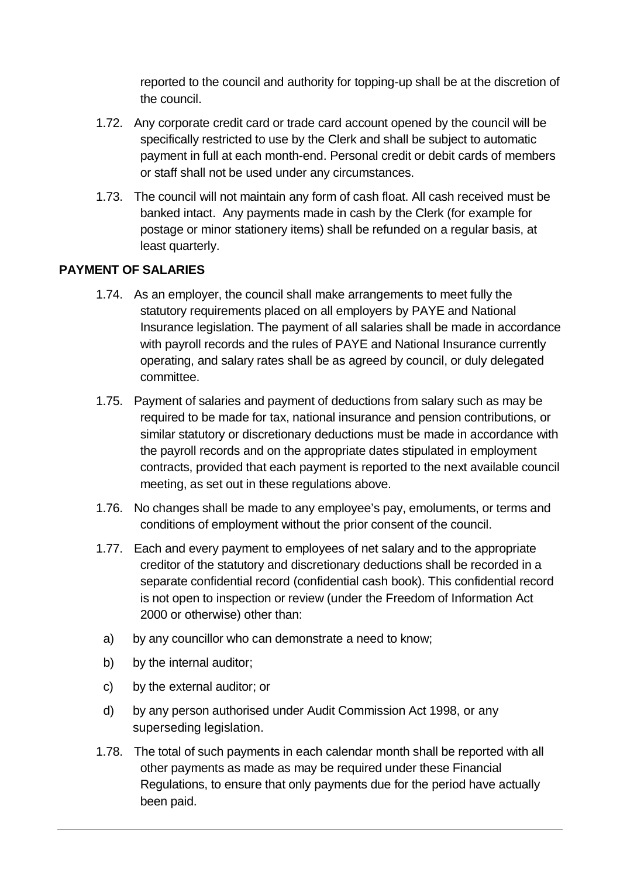reported to the council and authority for topping-up shall be at the discretion of the council.

1.72. Any corporate credit card or trade card account opened by the council will be specifically restricted to use by the Clerk and shall be subject to automatic payment in full at each month-end. Personal credit or debit cards of members or staff shall not be used under any circumstances.

1.73. The council will not maintain any form of cash float. All cash received must be banked intact. Any payments made in cash by the Clerk (for example for postage or minor stationery items) shall be refunded on a regular basis, at least quarterly.

**PAYMENT OF SALARIES**

1.74. As an employer, the council shall make arrangements to meet fully the statutory requirements placed on all employers by PAYE and National Insurance legislation. The payment of all salaries shall be made in accordance with payroll records and the rules of PAYE and National Insurance currently operating, and salary rates shall be as agreed by council, or duly delegated committee.

1.75. Payment of salaries and payment of deductions from salary such as may be required to be made for tax, national insurance and pension contributions, or similar statutory or discretionary deductions must be made in accordance with the payroll records and on the appropriate dates stipulated in employment contracts, provided that each payment is reported to the next available council meeting, as set out in these regulations above.

1.76. No changes shall be made to any employee's pay, emoluments, or terms and conditions of employment without the prior consent of the council.

1.77. Each and every payment to employees of net salary and to the appropriate creditor of the statutory and discretionary deductions shall be recorded in a separate confidential record (confidential cash book). This confidential record is not open to inspection or review (under the Freedom of Information Act 2000 or otherwise) other than:

a) by any councillor who can demonstrate a need to know;

b) by the internal auditor;

c) by the external auditor; or

d) by any person authorised under Audit Commission Act 1998, or any superseding legislation.

1.78. The total of such payments in each calendar month shall be reported with all other payments as made as may be required under these Financial Regulations, to ensure that only payments due for the period have actually been paid.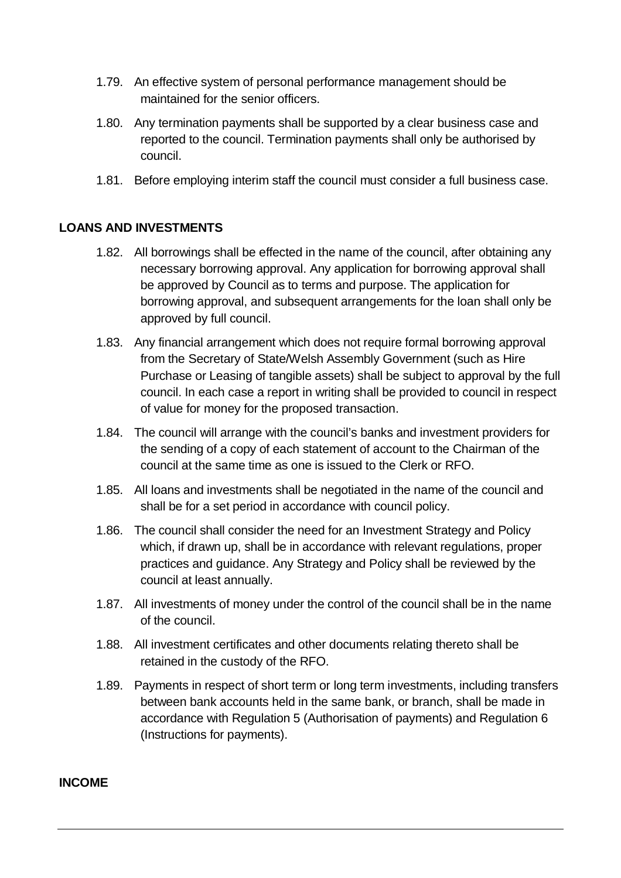1.79. An effective system of personal performance management should be maintained for the senior officers.

1.80. Any termination payments shall be supported by a clear business case and reported to the council. Termination payments shall only be authorised by council.

1.81. Before employing interim staff the council must consider a full business case.

## LOANS AND INVESTMENTS

1.82. All borrowings shall be effected in the name of the council, after obtaining any necessary borrowing approval. Any application for borrowing approval shall be approved by Council as to terms and purpose. The application for borrowing approval, and subsequent arrangements for the loan shall only be approved by full council.

1.83. Any financial arrangement which does not require formal borrowing approval from the Secretary of State/Welsh Assembly Government (such as Hire Purchase or Leasing of tangible assets) shall be subject to approval by the full council. In each case a report in writing shall be provided to council in respect of value for money for the proposed transaction.

1.84. The council will arrange with the council's banks and investment providers for the sending of a copy of each statement of account to the Chairman of the council at the same time as one is issued to the Clerk or RFO.

1.85. All loans and investments shall be negotiated in the name of the council and shall be for a set period in accordance with council policy.

1.86. The council shall consider the need for an Investment Strategy and Policy which, if drawn up, shall be in accordance with relevant regulations, proper practices and guidance. Any Strategy and Policy shall be reviewed by the council at least annually.

1.87. All investments of money under the control of the council shall be in the name of the council.

1.88. All investment certificates and other documents relating thereto shall be retained in the custody of the RFO.

1.89. Payments in respect of short term or long term investments, including transfers between bank accounts held in the same bank, or branch, shall be made in accordance with Regulation 5 (Authorisation of payments) and Regulation 6 (Instructions for payments).

## INCOME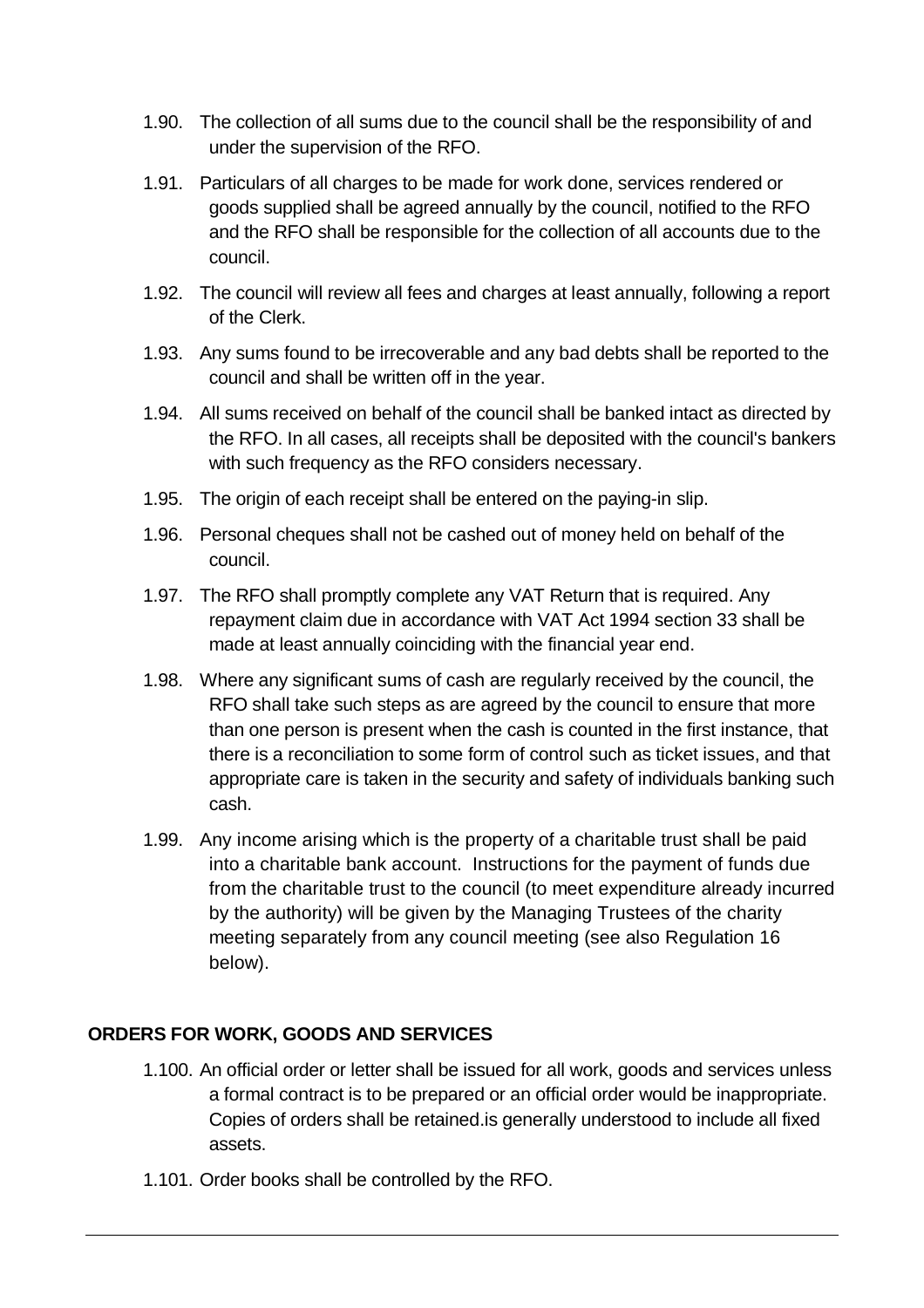1.90. The collection of all sums due to the council shall be the responsibility of and under the supervision of the RFO.

1.91. Particulars of all charges to be made for work done, services rendered or goods supplied shall be agreed annually by the council, notified to the RFO and the RFO shall be responsible for the collection of all accounts due to the council.

1.92. The council will review all fees and charges at least annually, following a report of the Clerk.

1.93. Any sums found to be irrecoverable and any bad debts shall be reported to the council and shall be written off in the year.

1.94. All sums received on behalf of the council shall be banked intact as directed by the RFO. In all cases, all receipts shall be deposited with the council's bankers with such frequency as the RFO considers necessary.

1.95. The origin of each receipt shall be entered on the paying-in slip.

1.96. Personal cheques shall not be cashed out of money held on behalf of the council.

1.97. The RFO shall promptly complete any VAT Return that is required. Any repayment claim due in accordance with VAT Act 1994 section 33 shall be made at least annually coinciding with the financial year end.

1.98. Where any significant sums of cash are regularly received by the council, the RFO shall take such steps as are agreed by the council to ensure that more than one person is present when the cash is counted in the first instance, that there is a reconciliation to some form of control such as ticket issues, and that appropriate care is taken in the security and safety of individuals banking such cash.

1.99. Any income arising which is the property of a charitable trust shall be paid into a charitable bank account. Instructions for the payment of funds due from the charitable trust to the council (to meet expenditure already incurred by the authority) will be given by the Managing Trustees of the charity meeting separately from any council meeting (see also Regulation 16 below).

## ORDERS FOR WORK, GOODS AND SERVICES

1.100. An official order or letter shall be issued for all work, goods and services unless a formal contract is to be prepared or an official order would be inappropriate. Copies of orders shall be retained.is generally understood to include all fixed assets.

1.101. Order books shall be controlled by the RFO.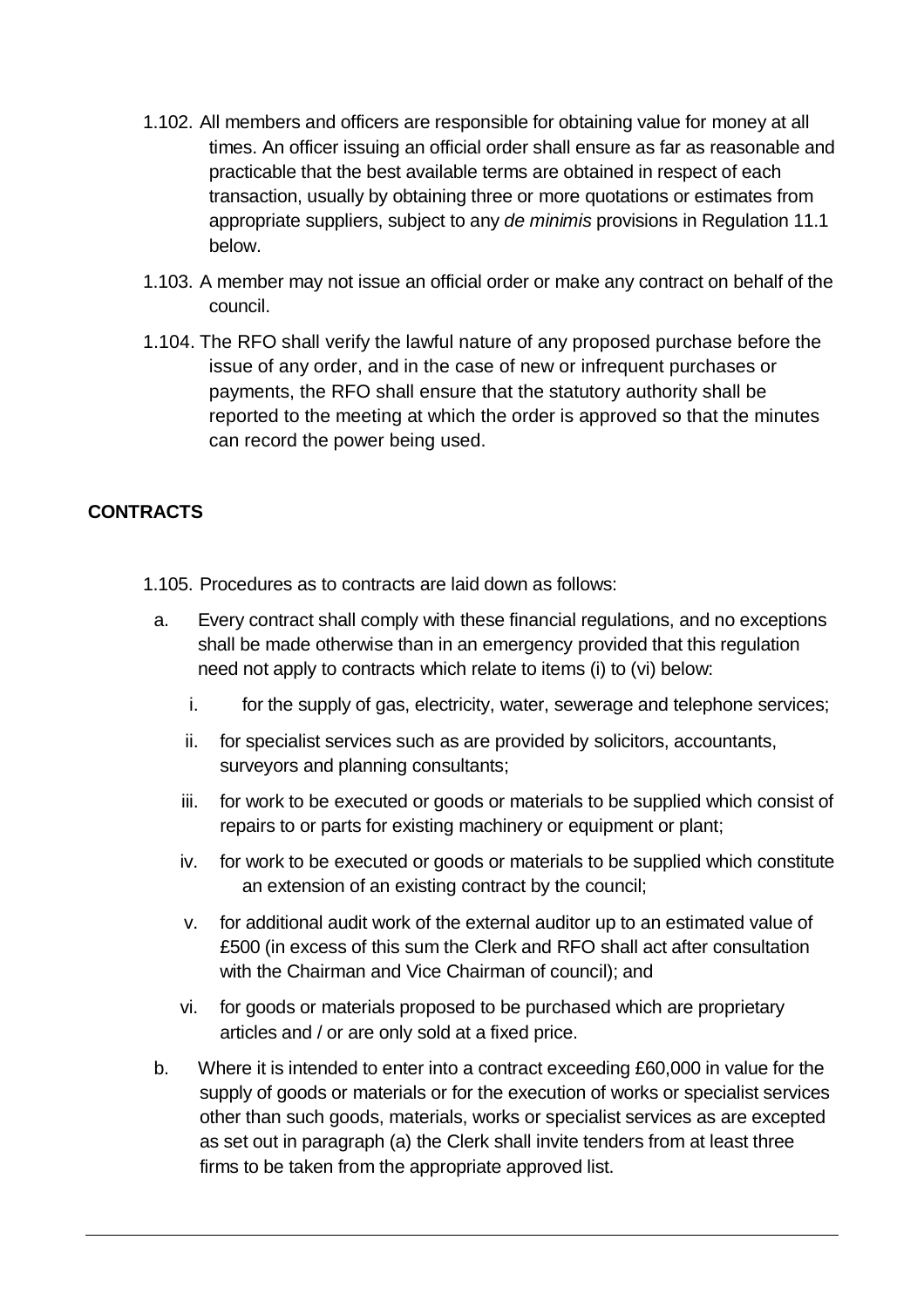1.102. All members and officers are responsible for obtaining value for money at all times. An officer issuing an official order shall ensure as far as reasonable and practicable that the best available terms are obtained in respect of each transaction, usually by obtaining three or more quotations or estimates from appropriate suppliers, subject to any *de minimis* provisions in Regulation 11.1 below.

1.103. A member may not issue an official order or make any contract on behalf of the council.

1.104. The RFO shall verify the lawful nature of any proposed purchase before the issue of any order, and in the case of new or infrequent purchases or payments, the RFO shall ensure that the statutory authority shall be reported to the meeting at which the order is approved so that the minutes can record the power being used.

## CONTRACTS

1.105. Procedures as to contracts are laid down as follows:

a. Every contract shall comply with these financial regulations, and no exceptions shall be made otherwise than in an emergency provided that this regulation need not apply to contracts which relate to items (i) to (vi) below:

   i. for the supply of gas, electricity, water, sewerage and telephone services;

   ii. for specialist services such as are provided by solicitors, accountants, surveyors and planning consultants;

   iii. for work to be executed or goods or materials to be supplied which consist of repairs to or parts for existing machinery or equipment or plant;

   iv. for work to be executed or goods or materials to be supplied which constitute an extension of an existing contract by the council;

   v. for additional audit work of the external auditor up to an estimated value of £500 (in excess of this sum the Clerk and RFO shall act after consultation with the Chairman and Vice Chairman of council); and

   vi. for goods or materials proposed to be purchased which are proprietary articles and / or are only sold at a fixed price.

b. Where it is intended to enter into a contract exceeding £60,000 in value for the supply of goods or materials or for the execution of works or specialist services other than such goods, materials, works or specialist services as are excepted as set out in paragraph (a) the Clerk shall invite tenders from at least three firms to be taken from the appropriate approved list.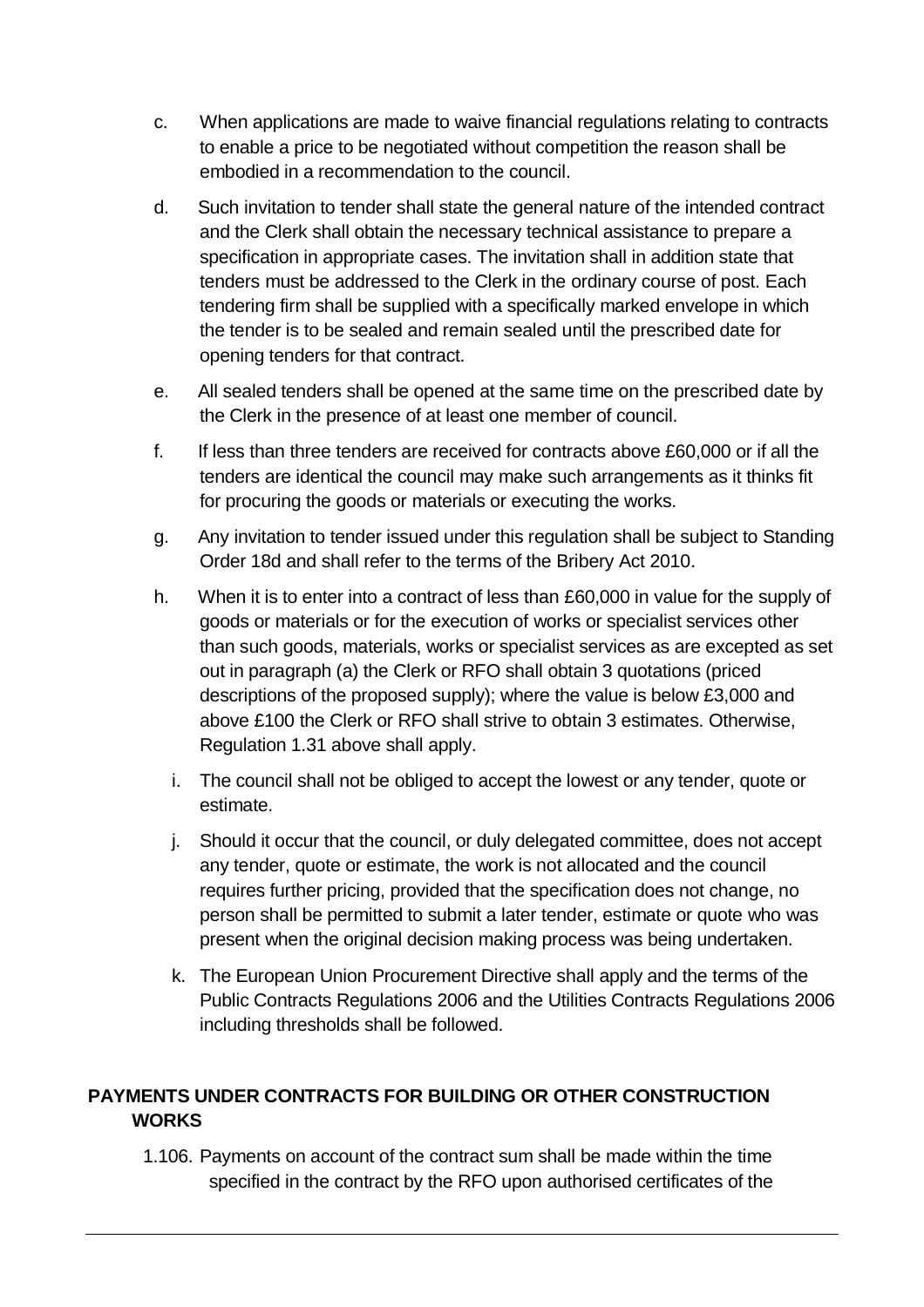c. When applications are made to waive financial regulations relating to contracts to enable a price to be negotiated without competition the reason shall be embodied in a recommendation to the council.

d. Such invitation to tender shall state the general nature of the intended contract and the Clerk shall obtain the necessary technical assistance to prepare a specification in appropriate cases. The invitation shall in addition state that tenders must be addressed to the Clerk in the ordinary course of post. Each tendering firm shall be supplied with a specifically marked envelope in which the tender is to be sealed and remain sealed until the prescribed date for opening tenders for that contract.

e. All sealed tenders shall be opened at the same time on the prescribed date by the Clerk in the presence of at least one member of council.

f. If less than three tenders are received for contracts above £60,000 or if all the tenders are identical the council may make such arrangements as it thinks fit for procuring the goods or materials or executing the works.

g. Any invitation to tender issued under this regulation shall be subject to Standing Order 18d and shall refer to the terms of the Bribery Act 2010.

h. When it is to enter into a contract of less than £60,000 in value for the supply of goods or materials or for the execution of works or specialist services other than such goods, materials, works or specialist services as are excepted as set out in paragraph (a) the Clerk or RFO shall obtain 3 quotations (priced descriptions of the proposed supply); where the value is below £3,000 and above £100 the Clerk or RFO shall strive to obtain 3 estimates. Otherwise, Regulation 1.31 above shall apply.

i. The council shall not be obliged to accept the lowest or any tender, quote or estimate.

j. Should it occur that the council, or duly delegated committee, does not accept any tender, quote or estimate, the work is not allocated and the council requires further pricing, provided that the specification does not change, no person shall be permitted to submit a later tender, estimate or quote who was present when the original decision making process was being undertaken.

k. The European Union Procurement Directive shall apply and the terms of the Public Contracts Regulations 2006 and the Utilities Contracts Regulations 2006 including thresholds shall be followed.

## PAYMENTS UNDER CONTRACTS FOR BUILDING OR OTHER CONSTRUCTION WORKS

1.106. Payments on account of the contract sum shall be made within the time specified in the contract by the RFO upon authorised certificates of the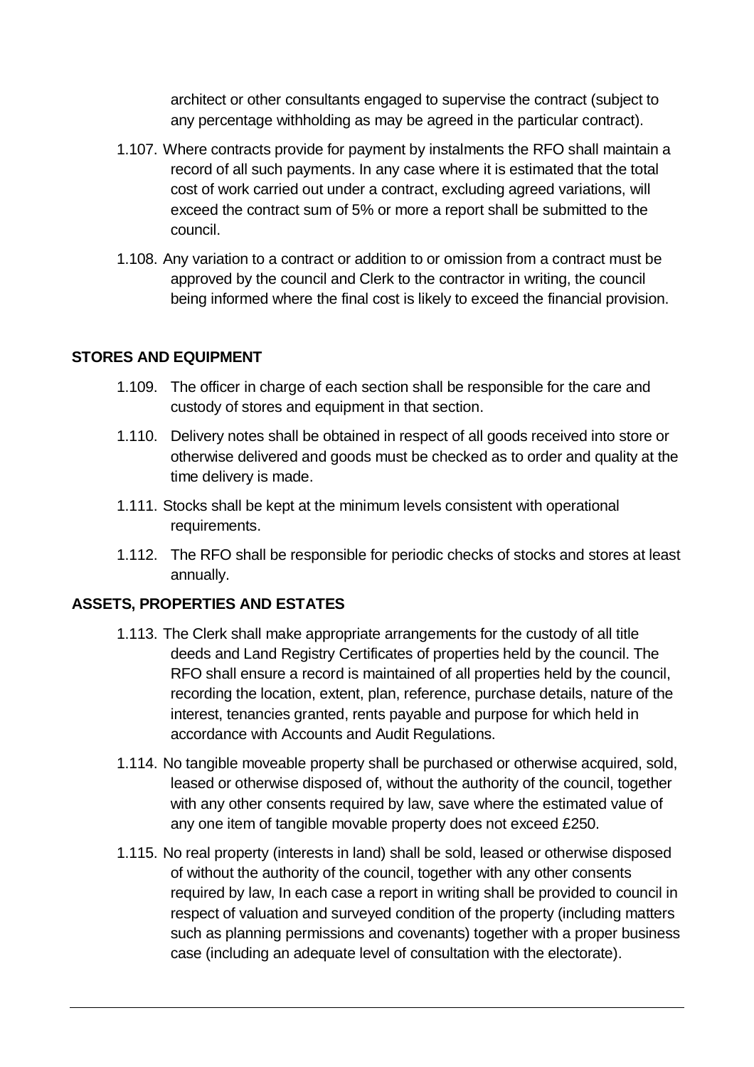architect or other consultants engaged to supervise the contract (subject to any percentage withholding as may be agreed in the particular contract).

1.107. Where contracts provide for payment by instalments the RFO shall maintain a record of all such payments. In any case where it is estimated that the total cost of work carried out under a contract, excluding agreed variations, will exceed the contract sum of 5% or more a report shall be submitted to the council.

1.108. Any variation to a contract or addition to or omission from a contract must be approved by the council and Clerk to the contractor in writing, the council being informed where the final cost is likely to exceed the financial provision.

## STORES AND EQUIPMENT

1.109. The officer in charge of each section shall be responsible for the care and custody of stores and equipment in that section.

1.110. Delivery notes shall be obtained in respect of all goods received into store or otherwise delivered and goods must be checked as to order and quality at the time delivery is made.

1.111. Stocks shall be kept at the minimum levels consistent with operational requirements.

1.112. The RFO shall be responsible for periodic checks of stocks and stores at least annually.

## ASSETS, PROPERTIES AND ESTATES

1.113. The Clerk shall make appropriate arrangements for the custody of all title deeds and Land Registry Certificates of properties held by the council. The RFO shall ensure a record is maintained of all properties held by the council, recording the location, extent, plan, reference, purchase details, nature of the interest, tenancies granted, rents payable and purpose for which held in accordance with Accounts and Audit Regulations.

1.114. No tangible moveable property shall be purchased or otherwise acquired, sold, leased or otherwise disposed of, without the authority of the council, together with any other consents required by law, save where the estimated value of any one item of tangible movable property does not exceed £250.

1.115. No real property (interests in land) shall be sold, leased or otherwise disposed of without the authority of the council, together with any other consents required by law, In each case a report in writing shall be provided to council in respect of valuation and surveyed condition of the property (including matters such as planning permissions and covenants) together with a proper business case (including an adequate level of consultation with the electorate).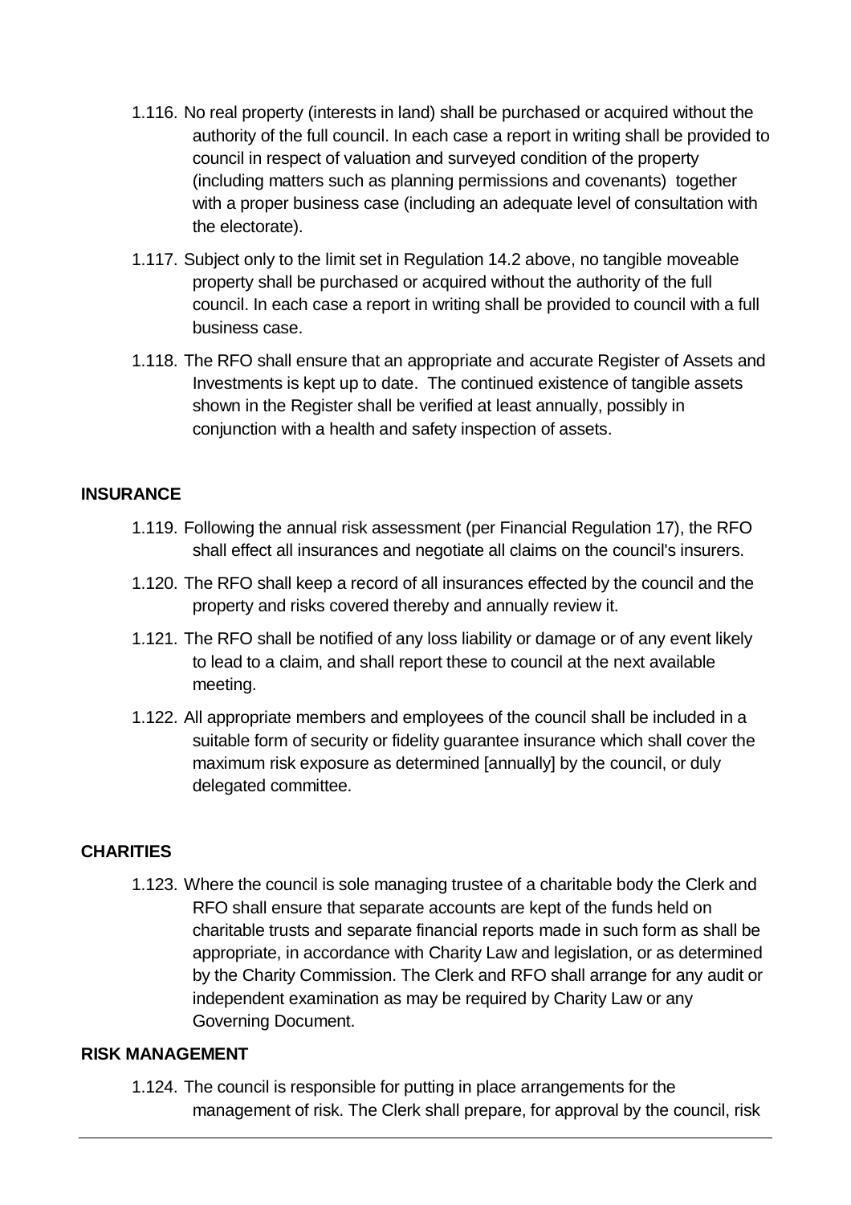1.116. No real property (interests in land) shall be purchased or acquired without the authority of the full council. In each case a report in writing shall be provided to council in respect of valuation and surveyed condition of the property (including matters such as planning permissions and covenants) together with a proper business case (including an adequate level of consultation with the electorate).

1.117. Subject only to the limit set in Regulation 14.2 above, no tangible moveable property shall be purchased or acquired without the authority of the full council. In each case a report in writing shall be provided to council with a full business case.

1.118. The RFO shall ensure that an appropriate and accurate Register of Assets and Investments is kept up to date. The continued existence of tangible assets shown in the Register shall be verified at least annually, possibly in conjunction with a health and safety inspection of assets.

## INSURANCE

1.119. Following the annual risk assessment (per Financial Regulation 17), the RFO shall effect all insurances and negotiate all claims on the council's insurers.

1.120. The RFO shall keep a record of all insurances effected by the council and the property and risks covered thereby and annually review it.

1.121. The RFO shall be notified of any loss liability or damage or of any event likely to lead to a claim, and shall report these to council at the next available meeting.

1.122. All appropriate members and employees of the council shall be included in a suitable form of security or fidelity guarantee insurance which shall cover the maximum risk exposure as determined [annually] by the council, or duly delegated committee.

## CHARITIES

1.123. Where the council is sole managing trustee of a charitable body the Clerk and RFO shall ensure that separate accounts are kept of the funds held on charitable trusts and separate financial reports made in such form as shall be appropriate, in accordance with Charity Law and legislation, or as determined by the Charity Commission. The Clerk and RFO shall arrange for any audit or independent examination as may be required by Charity Law or any Governing Document.

## RISK MANAGEMENT

1.124. The council is responsible for putting in place arrangements for the management of risk. The Clerk shall prepare, for approval by the council, risk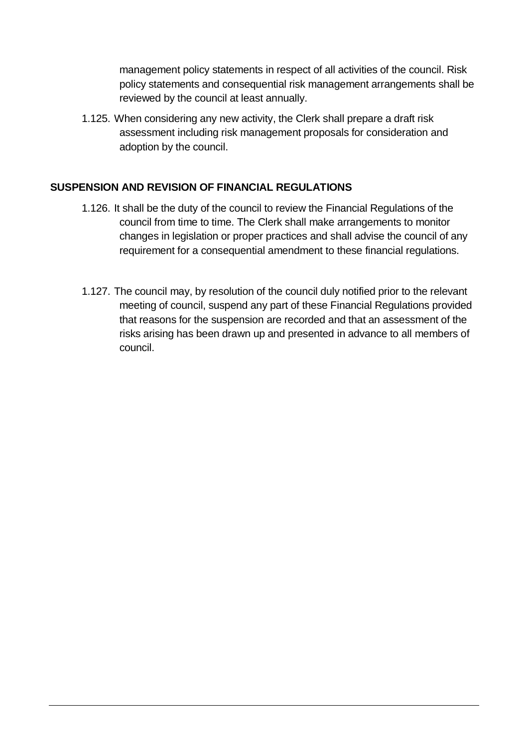management policy statements in respect of all activities of the council. Risk policy statements and consequential risk management arrangements shall be reviewed by the council at least annually.

1.125. When considering any new activity, the Clerk shall prepare a draft risk assessment including risk management proposals for consideration and adoption by the council.

## SUSPENSION AND REVISION OF FINANCIAL REGULATIONS

1.126. It shall be the duty of the council to review the Financial Regulations of the council from time to time. The Clerk shall make arrangements to monitor changes in legislation or proper practices and shall advise the council of any requirement for a consequential amendment to these financial regulations.

1.127. The council may, by resolution of the council duly notified prior to the relevant meeting of council, suspend any part of these Financial Regulations provided that reasons for the suspension are recorded and that an assessment of the risks arising has been drawn up and presented in advance to all members of council.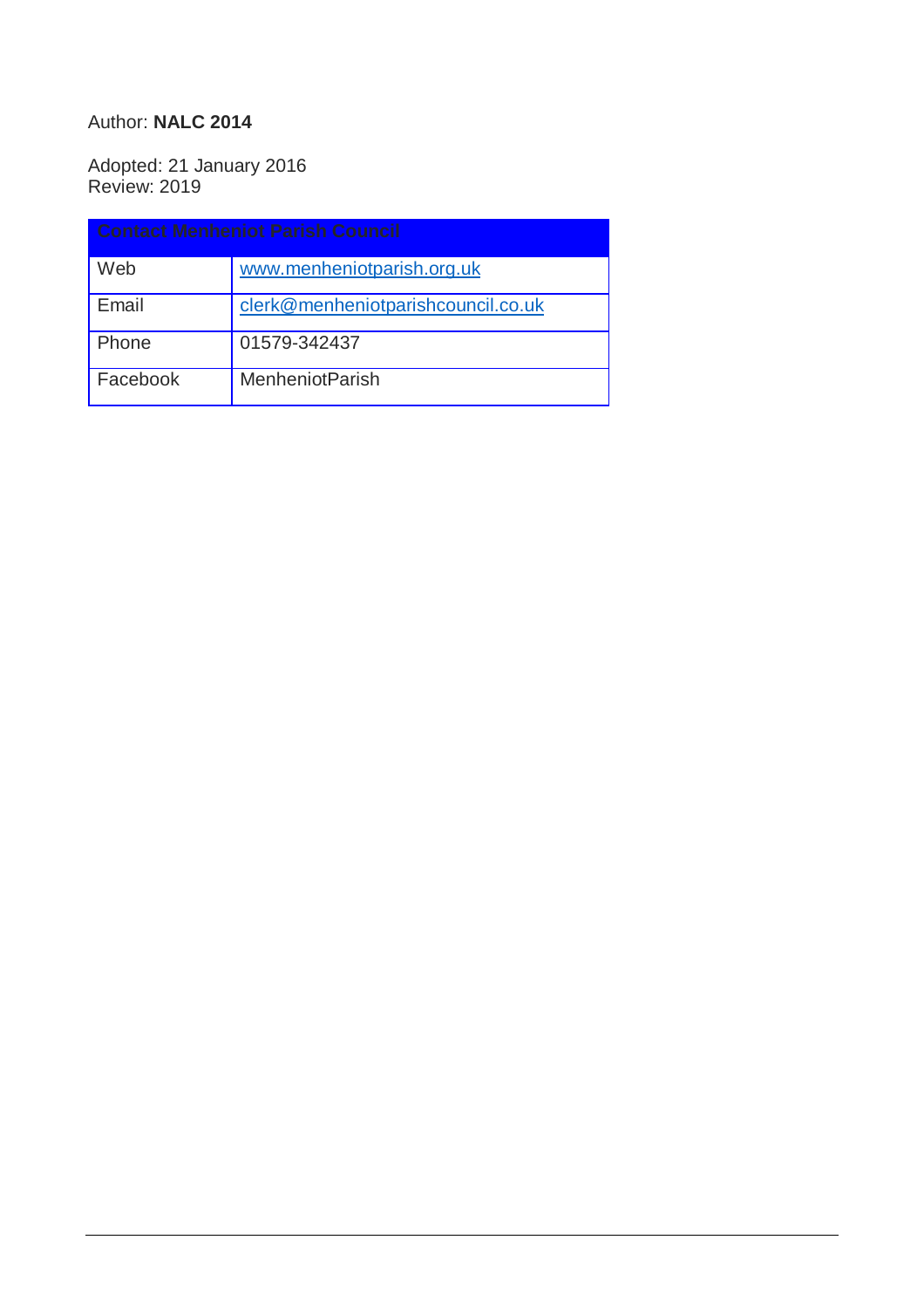Author: **NALC 2014**

Adopted: 21 January 2016
Review: 2019

| Contact Menheniot Parish Council | |
|---|---|
| Web | www.menheniotparish.org.uk |
| Email | clerk@menheniotparishcouncil.co.uk |
| Phone | 01579-342437 |
| Facebook | MenheniotParish |